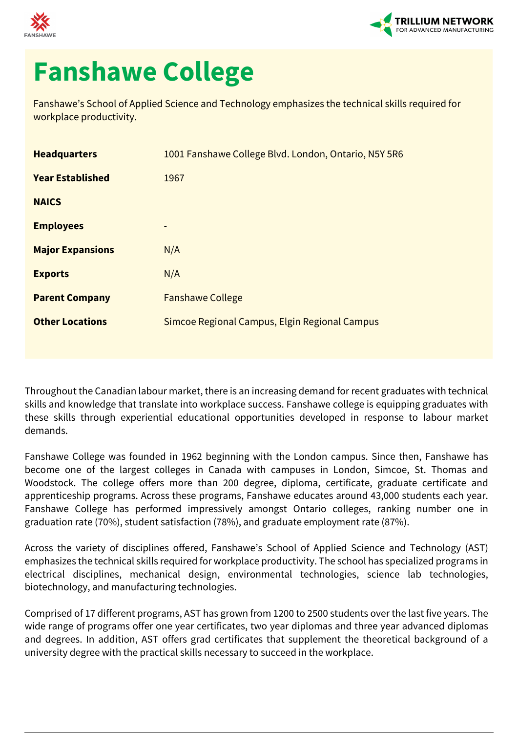# Fanshawe College

Fanshawe's School of Applied Science and Technology emphasizes the technical skills required for workplace productivity.

| | |
|---|---|
| **Headquarters** | 1001 Fanshawe College Blvd. London, Ontario, N5Y 5R6 |
| **Year Established** | 1967 |
| **NAICS** | |
| **Employees** | - |
| **Major Expansions** | N/A |
| **Exports** | N/A |
| **Parent Company** | Fanshawe College |
| **Other Locations** | Simcoe Regional Campus, Elgin Regional Campus |

Throughout the Canadian labour market, there is an increasing demand for recent graduates with technical skills and knowledge that translate into workplace success. Fanshawe college is equipping graduates with these skills through experiential educational opportunities developed in response to labour market demands.

Fanshawe College was founded in 1962 beginning with the London campus. Since then, Fanshawe has become one of the largest colleges in Canada with campuses in London, Simcoe, St. Thomas and Woodstock. The college offers more than 200 degree, diploma, certificate, graduate certificate and apprenticeship programs. Across these programs, Fanshawe educates around 43,000 students each year. Fanshawe College has performed impressively amongst Ontario colleges, ranking number one in graduation rate (70%), student satisfaction (78%), and graduate employment rate (87%).

Across the variety of disciplines offered, Fanshawe's School of Applied Science and Technology (AST) emphasizes the technical skills required for workplace productivity. The school has specialized programs in electrical disciplines, mechanical design, environmental technologies, science lab technologies, biotechnology, and manufacturing technologies.

Comprised of 17 different programs, AST has grown from 1200 to 2500 students over the last five years. The wide range of programs offer one year certificates, two year diplomas and three year advanced diplomas and degrees. In addition, AST offers grad certificates that supplement the theoretical background of a university degree with the practical skills necessary to succeed in the workplace.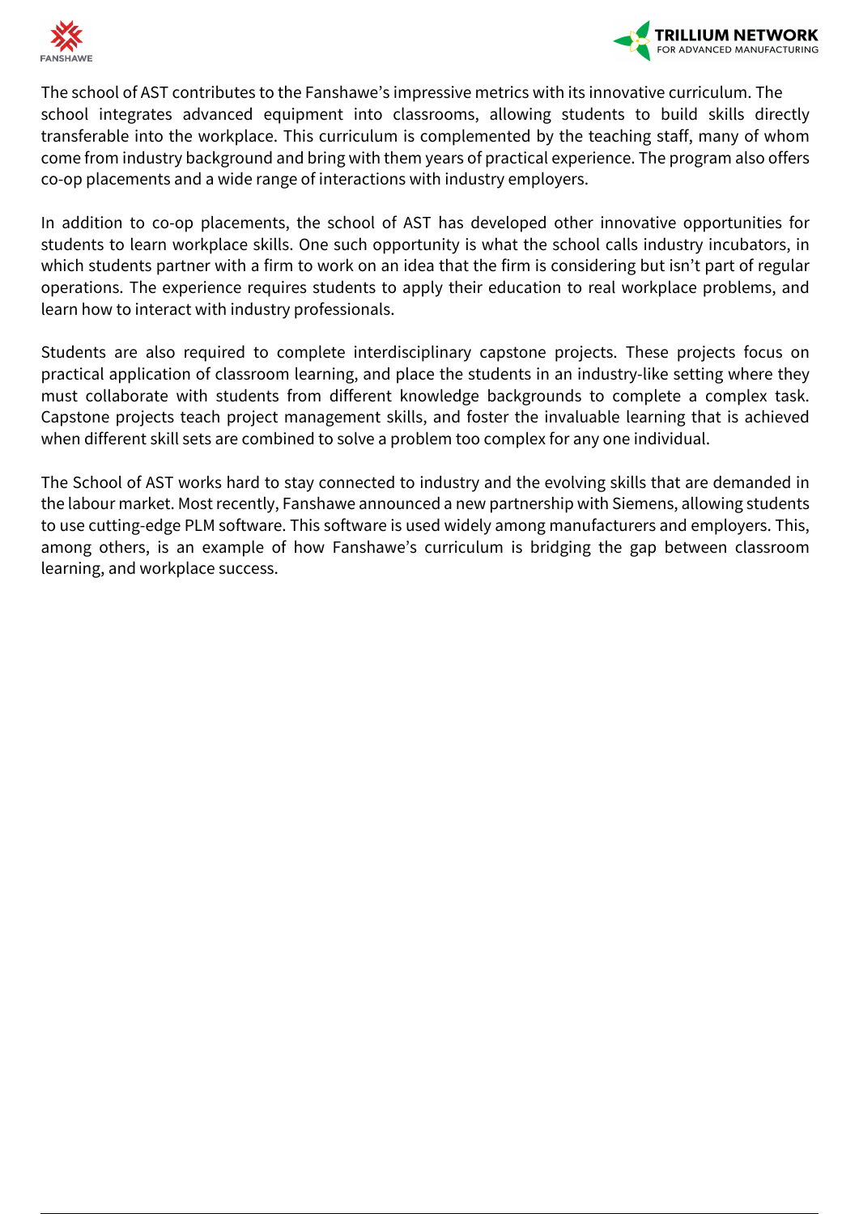The school of AST contributes to the Fanshawe's impressive metrics with its innovative curriculum. The school integrates advanced equipment into classrooms, allowing students to build skills directly transferable into the workplace. This curriculum is complemented by the teaching staff, many of whom come from industry background and bring with them years of practical experience. The program also offers co-op placements and a wide range of interactions with industry employers.

In addition to co-op placements, the school of AST has developed other innovative opportunities for students to learn workplace skills. One such opportunity is what the school calls industry incubators, in which students partner with a firm to work on an idea that the firm is considering but isn't part of regular operations. The experience requires students to apply their education to real workplace problems, and learn how to interact with industry professionals.

Students are also required to complete interdisciplinary capstone projects. These projects focus on practical application of classroom learning, and place the students in an industry-like setting where they must collaborate with students from different knowledge backgrounds to complete a complex task. Capstone projects teach project management skills, and foster the invaluable learning that is achieved when different skill sets are combined to solve a problem too complex for any one individual.

The School of AST works hard to stay connected to industry and the evolving skills that are demanded in the labour market. Most recently, Fanshawe announced a new partnership with Siemens, allowing students to use cutting-edge PLM software. This software is used widely among manufacturers and employers. This, among others, is an example of how Fanshawe's curriculum is bridging the gap between classroom learning, and workplace success.